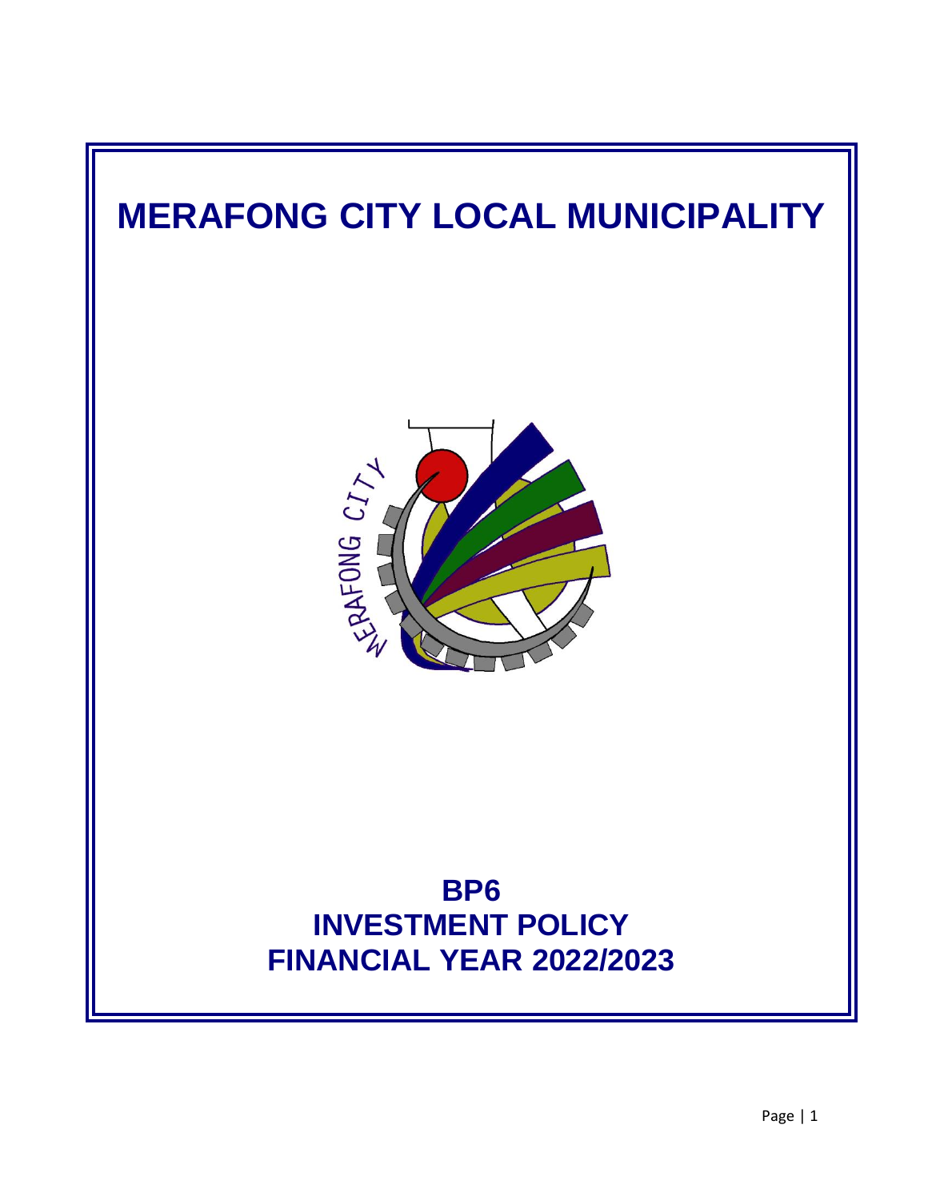# MERAFONG CITY LOCAL MUNICIPALITY

## BP6
## INVESTMENT POLICY
## FINANCIAL YEAR 2022/2023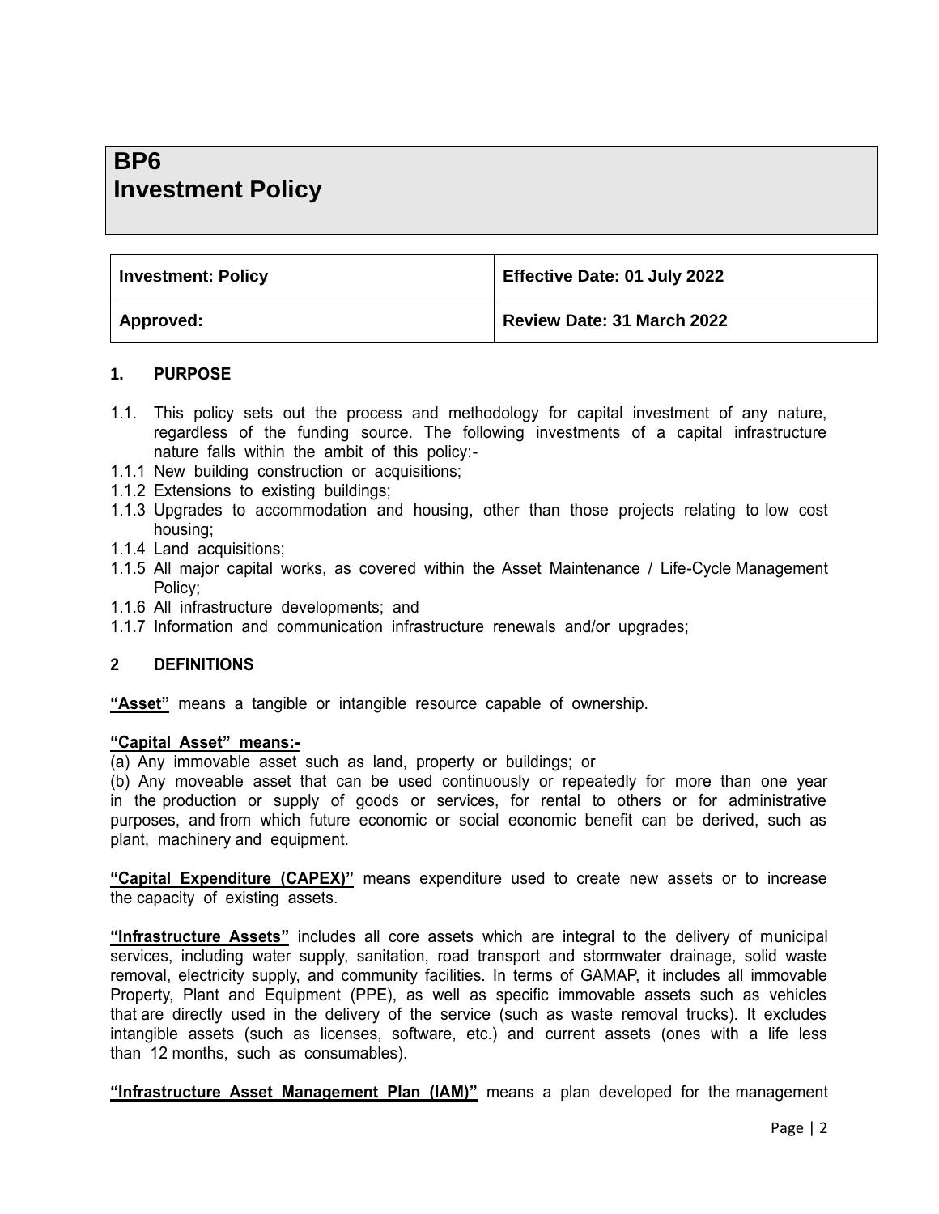# BP6
# Investment Policy

| Investment: Policy | Effective Date: 01 July 2022 |
| --- | --- |
| Approved: | Review Date: 31 March 2022 |

## 1. PURPOSE

1.1. This policy sets out the process and methodology for capital investment of any nature, regardless of the funding source. The following investments of a capital infrastructure nature falls within the ambit of this policy:-

1.1.1 New building construction or acquisitions;

1.1.2 Extensions to existing buildings;

1.1.3 Upgrades to accommodation and housing, other than those projects relating to low cost housing;

1.1.4 Land acquisitions;

1.1.5 All major capital works, as covered within the Asset Maintenance / Life-Cycle Management Policy;

1.1.6 All infrastructure developments; and

1.1.7 Information and communication infrastructure renewals and/or upgrades;

## 2 DEFINITIONS

**"Asset"** means a tangible or intangible resource capable of ownership.

**"Capital Asset" means:-**

(a) Any immovable asset such as land, property or buildings; or

(b) Any moveable asset that can be used continuously or repeatedly for more than one year in the production or supply of goods or services, for rental to others or for administrative purposes, and from which future economic or social economic benefit can be derived, such as plant, machinery and equipment.

**"Capital Expenditure (CAPEX)"** means expenditure used to create new assets or to increase the capacity of existing assets.

**"Infrastructure Assets"** includes all core assets which are integral to the delivery of municipal services, including water supply, sanitation, road transport and stormwater drainage, solid waste removal, electricity supply, and community facilities. In terms of GAMAP, it includes all immovable Property, Plant and Equipment (PPE), as well as specific immovable assets such as vehicles that are directly used in the delivery of the service (such as waste removal trucks). It excludes intangible assets (such as licenses, software, etc.) and current assets (ones with a life less than 12 months, such as consumables).

**"Infrastructure Asset Management Plan (IAM)"** means a plan developed for the management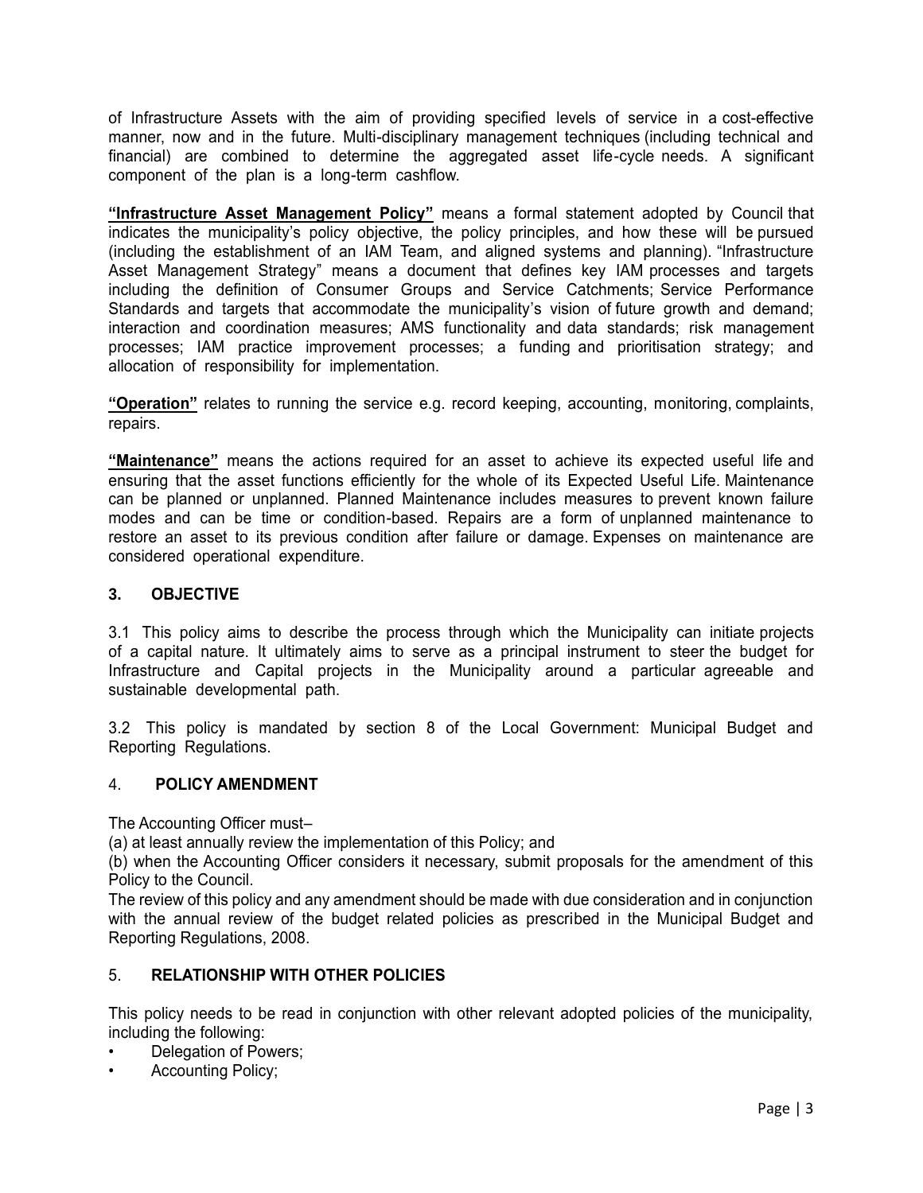of Infrastructure Assets with the aim of providing specified levels of service in a cost-effective manner, now and in the future. Multi-disciplinary management techniques (including technical and financial) are combined to determine the aggregated asset life-cycle needs. A significant component of the plan is a long-term cashflow.

**"Infrastructure Asset Management Policy"** means a formal statement adopted by Council that indicates the municipality's policy objective, the policy principles, and how these will be pursued (including the establishment of an IAM Team, and aligned systems and planning). "Infrastructure Asset Management Strategy" means a document that defines key IAM processes and targets including the definition of Consumer Groups and Service Catchments; Service Performance Standards and targets that accommodate the municipality's vision of future growth and demand; interaction and coordination measures; AMS functionality and data standards; risk management processes; IAM practice improvement processes; a funding and prioritisation strategy; and allocation of responsibility for implementation.

**"Operation"** relates to running the service e.g. record keeping, accounting, monitoring, complaints, repairs.

**"Maintenance"** means the actions required for an asset to achieve its expected useful life and ensuring that the asset functions efficiently for the whole of its Expected Useful Life. Maintenance can be planned or unplanned. Planned Maintenance includes measures to prevent known failure modes and can be time or condition-based. Repairs are a form of unplanned maintenance to restore an asset to its previous condition after failure or damage. Expenses on maintenance are considered operational expenditure.

## 3. OBJECTIVE

3.1 This policy aims to describe the process through which the Municipality can initiate projects of a capital nature. It ultimately aims to serve as a principal instrument to steer the budget for Infrastructure and Capital projects in the Municipality around a particular agreeable and sustainable developmental path.

3.2 This policy is mandated by section 8 of the Local Government: Municipal Budget and Reporting Regulations.

## 4. POLICY AMENDMENT

The Accounting Officer must–

(a) at least annually review the implementation of this Policy; and

(b) when the Accounting Officer considers it necessary, submit proposals for the amendment of this Policy to the Council.

The review of this policy and any amendment should be made with due consideration and in conjunction with the annual review of the budget related policies as prescribed in the Municipal Budget and Reporting Regulations, 2008.

## 5. RELATIONSHIP WITH OTHER POLICIES

This policy needs to be read in conjunction with other relevant adopted policies of the municipality, including the following:

- Delegation of Powers;
- Accounting Policy;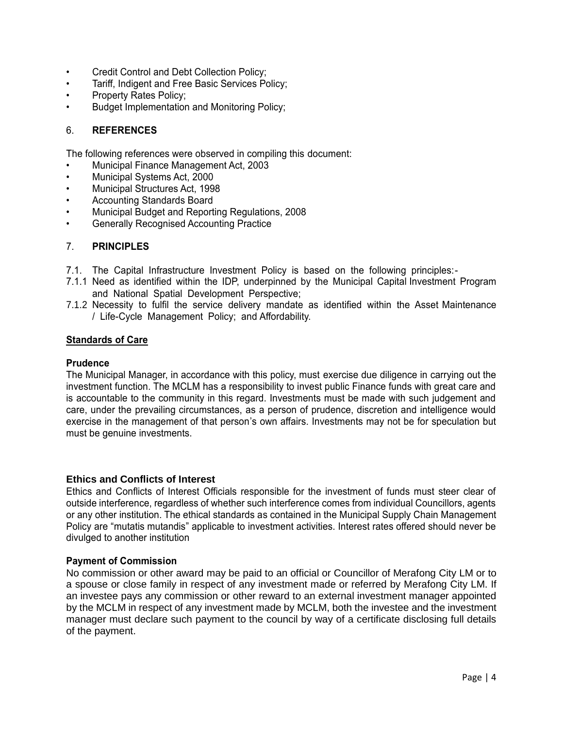- Credit Control and Debt Collection Policy;
- Tariff, Indigent and Free Basic Services Policy;
- Property Rates Policy;
- Budget Implementation and Monitoring Policy;

## 6. REFERENCES

The following references were observed in compiling this document:

- Municipal Finance Management Act, 2003
- Municipal Systems Act, 2000
- Municipal Structures Act, 1998
- Accounting Standards Board
- Municipal Budget and Reporting Regulations, 2008
- Generally Recognised Accounting Practice

## 7. PRINCIPLES

7.1. The Capital Infrastructure Investment Policy is based on the following principles:-

7.1.1 Need as identified within the IDP, underpinned by the Municipal Capital Investment Program and National Spatial Development Perspective;

7.1.2 Necessity to fulfil the service delivery mandate as identified within the Asset Maintenance / Life-Cycle Management Policy; and Affordability.

**<u>Standards of Care</u>**

**Prudence**

The Municipal Manager, in accordance with this policy, must exercise due diligence in carrying out the investment function. The MCLM has a responsibility to invest public Finance funds with great care and is accountable to the community in this regard. Investments must be made with such judgement and care, under the prevailing circumstances, as a person of prudence, discretion and intelligence would exercise in the management of that person's own affairs. Investments may not be for speculation but must be genuine investments.

**Ethics and Conflicts of Interest**

Ethics and Conflicts of Interest Officials responsible for the investment of funds must steer clear of outside interference, regardless of whether such interference comes from individual Councillors, agents or any other institution. The ethical standards as contained in the Municipal Supply Chain Management Policy are "mutatis mutandis" applicable to investment activities. Interest rates offered should never be divulged to another institution

**Payment of Commission**

No commission or other award may be paid to an official or Councillor of Merafong City LM or to a spouse or close family in respect of any investment made or referred by Merafong City LM. If an investee pays any commission or other reward to an external investment manager appointed by the MCLM in respect of any investment made by MCLM, both the investee and the investment manager must declare such payment to the council by way of a certificate disclosing full details of the payment.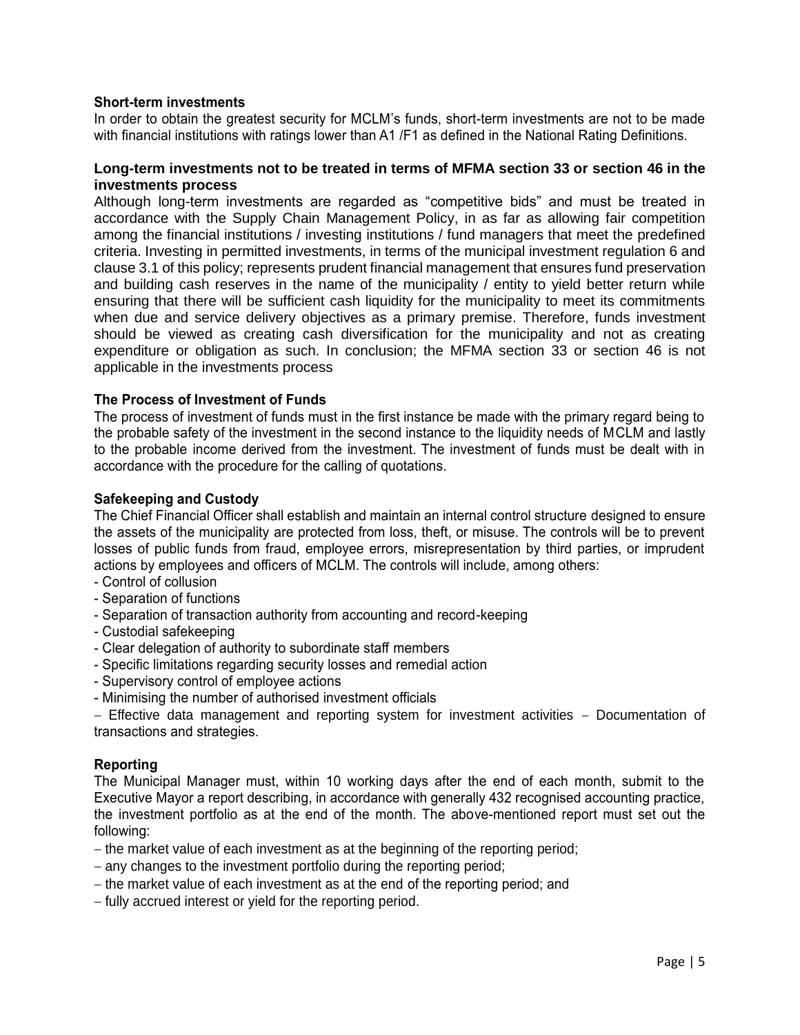### Short-term investments

In order to obtain the greatest security for MCLM's funds, short-term investments are not to be made with financial institutions with ratings lower than A1 /F1 as defined in the National Rating Definitions.

### Long-term investments not to be treated in terms of MFMA section 33 or section 46 in the investments process

Although long-term investments are regarded as "competitive bids" and must be treated in accordance with the Supply Chain Management Policy, in as far as allowing fair competition among the financial institutions / investing institutions / fund managers that meet the predefined criteria. Investing in permitted investments, in terms of the municipal investment regulation 6 and clause 3.1 of this policy; represents prudent financial management that ensures fund preservation and building cash reserves in the name of the municipality / entity to yield better return while ensuring that there will be sufficient cash liquidity for the municipality to meet its commitments when due and service delivery objectives as a primary premise. Therefore, funds investment should be viewed as creating cash diversification for the municipality and not as creating expenditure or obligation as such. In conclusion; the MFMA section 33 or section 46 is not applicable in the investments process

### The Process of Investment of Funds

The process of investment of funds must in the first instance be made with the primary regard being to the probable safety of the investment in the second instance to the liquidity needs of MCLM and lastly to the probable income derived from the investment. The investment of funds must be dealt with in accordance with the procedure for the calling of quotations.

### Safekeeping and Custody

The Chief Financial Officer shall establish and maintain an internal control structure designed to ensure the assets of the municipality are protected from loss, theft, or misuse. The controls will be to prevent losses of public funds from fraud, employee errors, misrepresentation by third parties, or imprudent actions by employees and officers of MCLM. The controls will include, among others:

- Control of collusion
- Separation of functions
- Separation of transaction authority from accounting and record-keeping
- Custodial safekeeping
- Clear delegation of authority to subordinate staff members
- Specific limitations regarding security losses and remedial action
- Supervisory control of employee actions
- Minimising the number of authorised investment officials
- Effective data management and reporting system for investment activities
- Documentation of transactions and strategies.

### Reporting

The Municipal Manager must, within 10 working days after the end of each month, submit to the Executive Mayor a report describing, in accordance with generally 432 recognised accounting practice, the investment portfolio as at the end of the month. The above-mentioned report must set out the following:

- the market value of each investment as at the beginning of the reporting period;
- any changes to the investment portfolio during the reporting period;
- the market value of each investment as at the end of the reporting period; and
- fully accrued interest or yield for the reporting period.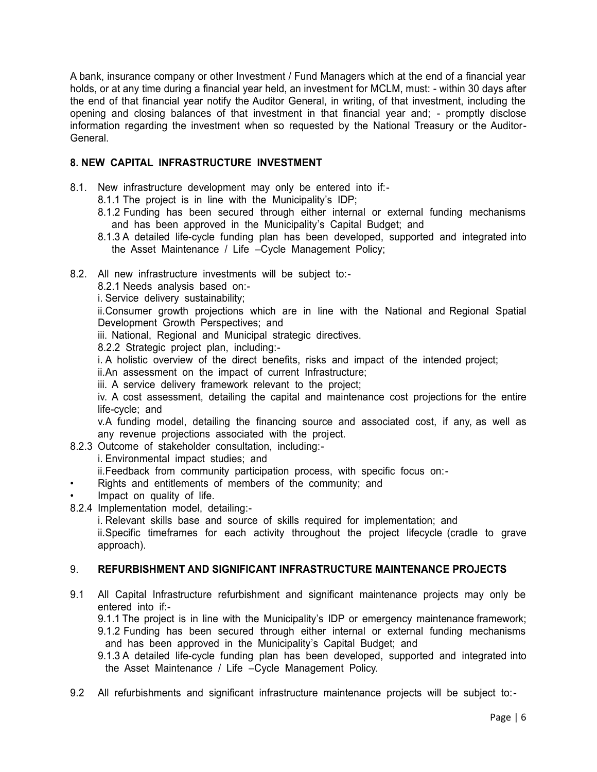A bank, insurance company or other Investment / Fund Managers which at the end of a financial year holds, or at any time during a financial year held, an investment for MCLM, must: - within 30 days after the end of that financial year notify the Auditor General, in writing, of that investment, including the opening and closing balances of that investment in that financial year and; - promptly disclose information regarding the investment when so requested by the National Treasury or the Auditor-General.

## 8. NEW CAPITAL INFRASTRUCTURE INVESTMENT

8.1. New infrastructure development may only be entered into if:-

8.1.1 The project is in line with the Municipality's IDP;

8.1.2 Funding has been secured through either internal or external funding mechanisms and has been approved in the Municipality's Capital Budget; and

8.1.3 A detailed life-cycle funding plan has been developed, supported and integrated into the Asset Maintenance / Life –Cycle Management Policy;

8.2. All new infrastructure investments will be subject to:-

8.2.1 Needs analysis based on:-

i. Service delivery sustainability;

ii.Consumer growth projections which are in line with the National and Regional Spatial Development Growth Perspectives; and

iii. National, Regional and Municipal strategic directives.

8.2.2 Strategic project plan, including:-

i. A holistic overview of the direct benefits, risks and impact of the intended project;

ii.An assessment on the impact of current Infrastructure;

iii. A service delivery framework relevant to the project;

iv. A cost assessment, detailing the capital and maintenance cost projections for the entire life-cycle; and

v.A funding model, detailing the financing source and associated cost, if any, as well as any revenue projections associated with the project.

8.2.3 Outcome of stakeholder consultation, including:-

i. Environmental impact studies; and

ii.Feedback from community participation process, with specific focus on:-

- Rights and entitlements of members of the community; and
- Impact on quality of life.

8.2.4 Implementation model, detailing:-

i. Relevant skills base and source of skills required for implementation; and

ii.Specific timeframes for each activity throughout the project lifecycle (cradle to grave approach).

## 9. REFURBISHMENT AND SIGNIFICANT INFRASTRUCTURE MAINTENANCE PROJECTS

9.1 All Capital Infrastructure refurbishment and significant maintenance projects may only be entered into if:-

9.1.1 The project is in line with the Municipality's IDP or emergency maintenance framework;

9.1.2 Funding has been secured through either internal or external funding mechanisms and has been approved in the Municipality's Capital Budget; and

9.1.3 A detailed life-cycle funding plan has been developed, supported and integrated into the Asset Maintenance / Life –Cycle Management Policy.

9.2 All refurbishments and significant infrastructure maintenance projects will be subject to:-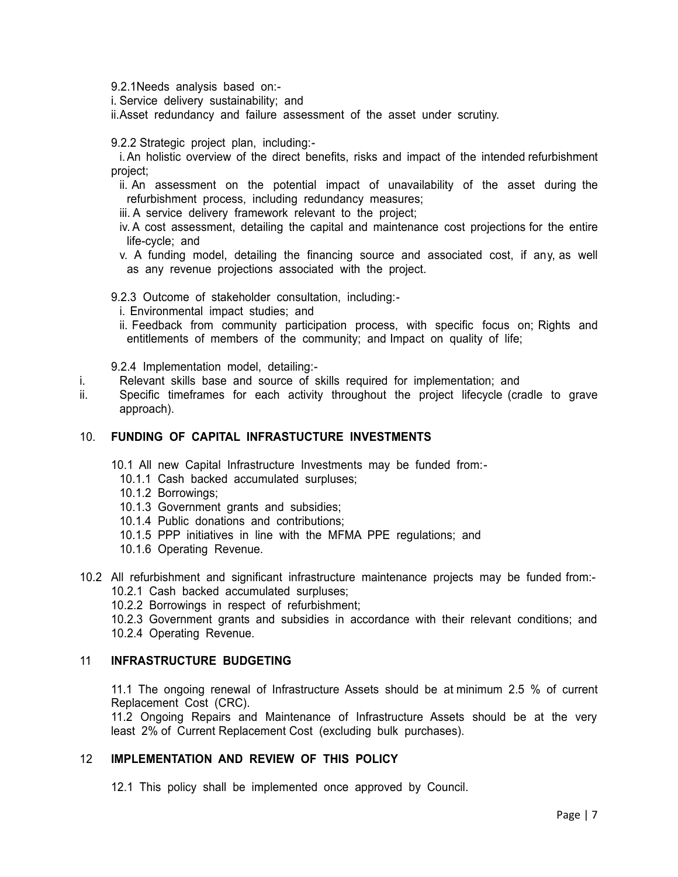9.2.1 Needs analysis based on:-

i. Service delivery sustainability; and

ii. Asset redundancy and failure assessment of the asset under scrutiny.

9.2.2 Strategic project plan, including:-

i. An holistic overview of the direct benefits, risks and impact of the intended refurbishment project;

ii. An assessment on the potential impact of unavailability of the asset during the refurbishment process, including redundancy measures;

iii. A service delivery framework relevant to the project;

iv. A cost assessment, detailing the capital and maintenance cost projections for the entire life-cycle; and

v. A funding model, detailing the financing source and associated cost, if any, as well as any revenue projections associated with the project.

9.2.3 Outcome of stakeholder consultation, including:-

i. Environmental impact studies; and

ii. Feedback from community participation process, with specific focus on; Rights and entitlements of members of the community; and Impact on quality of life;

9.2.4 Implementation model, detailing:-

i. Relevant skills base and source of skills required for implementation; and

ii. Specific timeframes for each activity throughout the project lifecycle (cradle to grave approach).

## 10. FUNDING OF CAPITAL INFRASTUCTURE INVESTMENTS

10.1 All new Capital Infrastructure Investments may be funded from:-

10.1.1 Cash backed accumulated surpluses;

10.1.2 Borrowings;

10.1.3 Government grants and subsidies;

10.1.4 Public donations and contributions;

10.1.5 PPP initiatives in line with the MFMA PPE regulations; and

10.1.6 Operating Revenue.

10.2 All refurbishment and significant infrastructure maintenance projects may be funded from:-

10.2.1 Cash backed accumulated surpluses;

10.2.2 Borrowings in respect of refurbishment;

10.2.3 Government grants and subsidies in accordance with their relevant conditions; and

10.2.4 Operating Revenue.

## 11 INFRASTRUCTURE BUDGETING

11.1 The ongoing renewal of Infrastructure Assets should be at minimum 2.5 % of current Replacement Cost (CRC).

11.2 Ongoing Repairs and Maintenance of Infrastructure Assets should be at the very least 2% of Current Replacement Cost (excluding bulk purchases).

## 12 IMPLEMENTATION AND REVIEW OF THIS POLICY

12.1 This policy shall be implemented once approved by Council.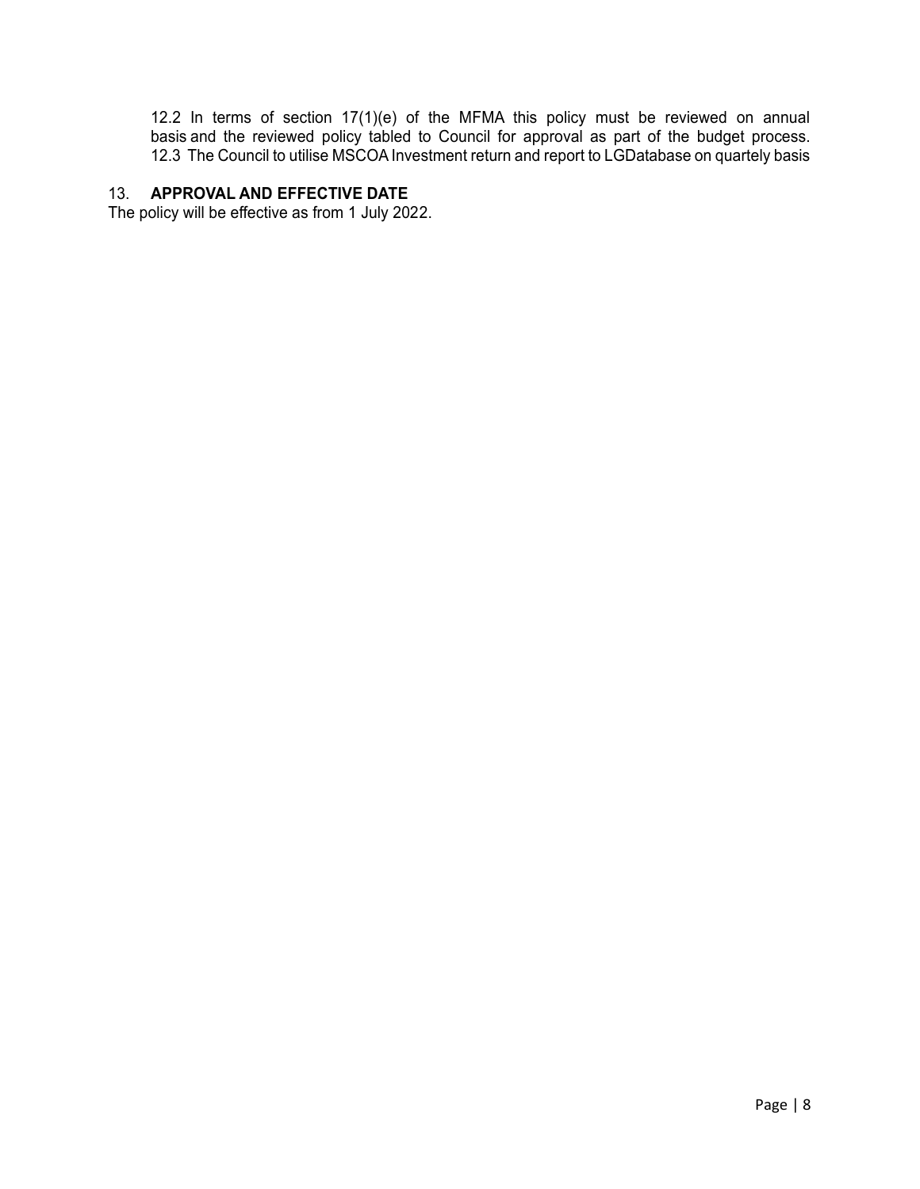12.2 In terms of section 17(1)(e) of the MFMA this policy must be reviewed on annual basis and the reviewed policy tabled to Council for approval as part of the budget process.
12.3 The Council to utilise MSCOA Investment return and report to LGDatabase on quartely basis

## 13. APPROVAL AND EFFECTIVE DATE

The policy will be effective as from 1 July 2022.